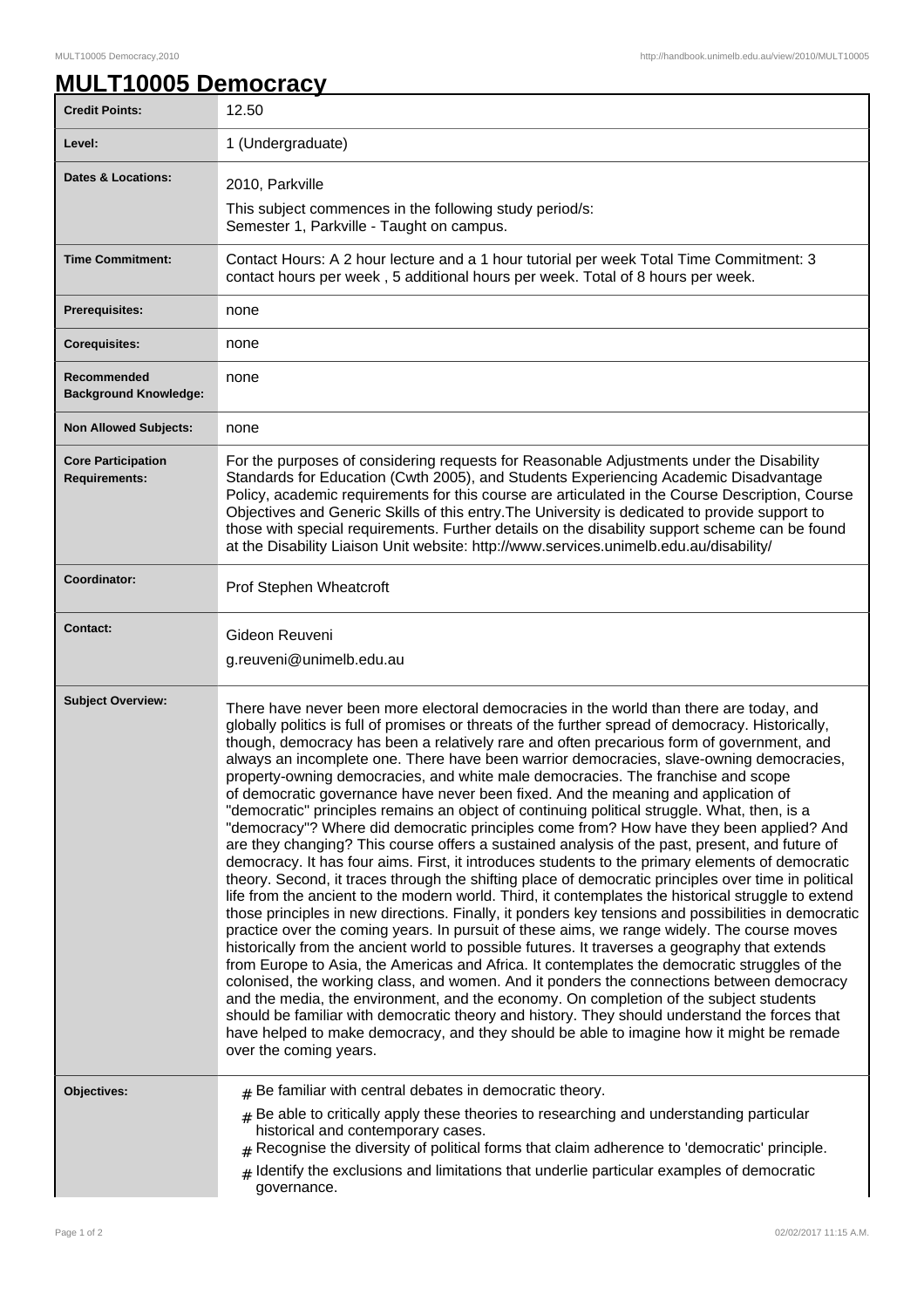# MULT10005 Democracy

| | |
|---|---|
| **Credit Points:** | 12.50 |
| **Level:** | 1 (Undergraduate) |
| **Dates & Locations:** | 2010, Parkville<br>This subject commences in the following study period/s:<br>Semester 1, Parkville - Taught on campus. |
| **Time Commitment:** | Contact Hours: A 2 hour lecture and a 1 hour tutorial per week Total Time Commitment: 3 contact hours per week , 5 additional hours per week. Total of 8 hours per week. |
| **Prerequisites:** | none |
| **Corequisites:** | none |
| **Recommended Background Knowledge:** | none |
| **Non Allowed Subjects:** | none |
| **Core Participation Requirements:** | For the purposes of considering requests for Reasonable Adjustments under the Disability Standards for Education (Cwth 2005), and Students Experiencing Academic Disadvantage Policy, academic requirements for this course are articulated in the Course Description, Course Objectives and Generic Skills of this entry.The University is dedicated to provide support to those with special requirements. Further details on the disability support scheme can be found at the Disability Liaison Unit website: http://www.services.unimelb.edu.au/disability/ |
| **Coordinator:** | Prof Stephen Wheatcroft |
| **Contact:** | Gideon Reuveni<br>g.reuveni@unimelb.edu.au |
| **Subject Overview:** | There have never been more electoral democracies in the world than there are today, and globally politics is full of promises or threats of the further spread of democracy. Historically, though, democracy has been a relatively rare and often precarious form of government, and always an incomplete one. There have been warrior democracies, slave-owning democracies, property-owning democracies, and white male democracies. The franchise and scope of democratic governance have never been fixed. And the meaning and application of "democratic" principles remains an object of continuing political struggle. What, then, is a "democracy"? Where did democratic principles come from? How have they been applied? And are they changing? This course offers a sustained analysis of the past, present, and future of democracy. It has four aims. First, it introduces students to the primary elements of democratic theory. Second, it traces through the shifting place of democratic principles over time in political life from the ancient to the modern world. Third, it contemplates the historical struggle to extend those principles in new directions. Finally, it ponders key tensions and possibilities in democratic practice over the coming years. In pursuit of these aims, we range widely. The course moves historically from the ancient world to possible futures. It traverses a geography that extends from Europe to Asia, the Americas and Africa. It contemplates the democratic struggles of the colonised, the working class, and women. And it ponders the connections between democracy and the media, the environment, and the economy. On completion of the subject students should be familiar with democratic theory and history. They should understand the forces that have helped to make democracy, and they should be able to imagine how it might be remade over the coming years. |
| **Objectives:** | # Be familiar with central debates in democratic theory.<br># Be able to critically apply these theories to researching and understanding particular historical and contemporary cases.<br># Recognise the diversity of political forms that claim adherence to 'democratic' principle.<br># Identify the exclusions and limitations that underlie particular examples of democratic governance. |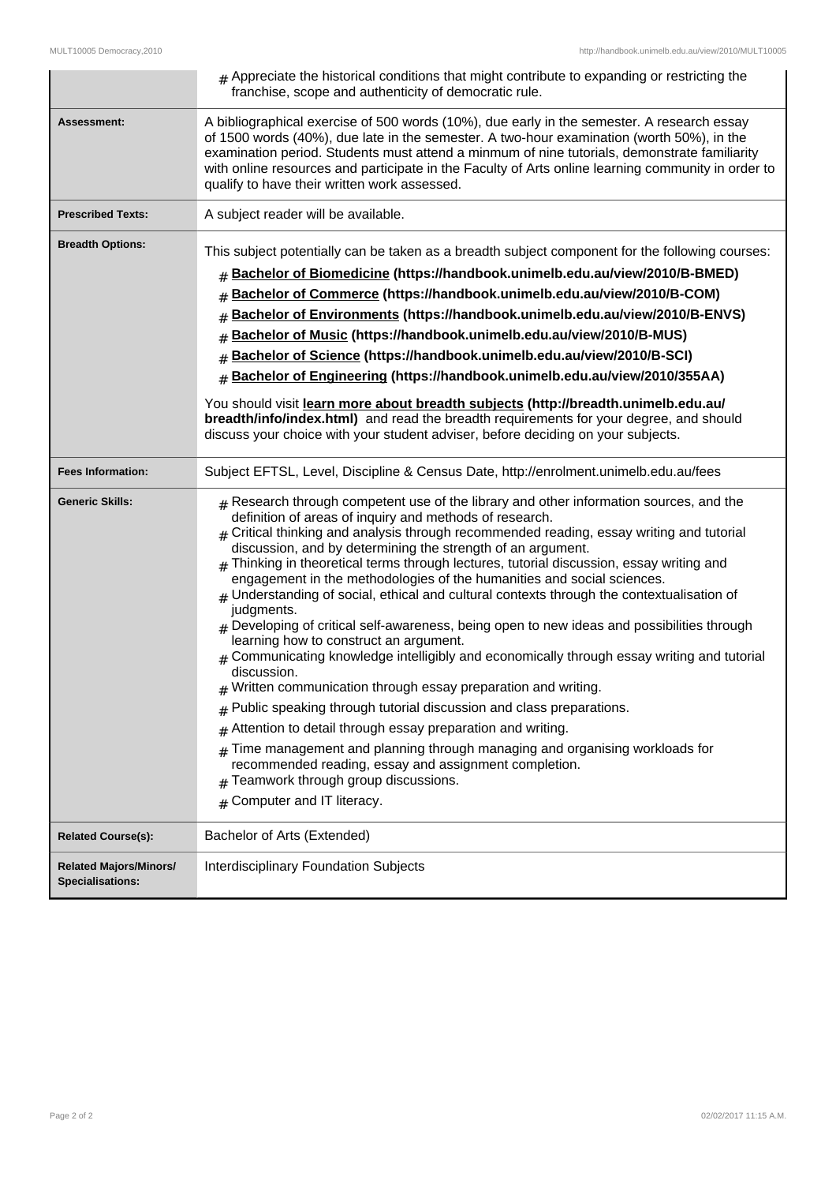| | |
|---|---|
| | # Appreciate the historical conditions that might contribute to expanding or restricting the franchise, scope and authenticity of democratic rule. |
| **Assessment:** | A bibliographical exercise of 500 words (10%), due early in the semester. A research essay of 1500 words (40%), due late in the semester. A two-hour examination (worth 50%), in the examination period. Students must attend a minmum of nine tutorials, demonstrate familiarity with online resources and participate in the Faculty of Arts online learning community in order to qualify to have their written work assessed. |
| **Prescribed Texts:** | A subject reader will be available. |
| **Breadth Options:** | This subject potentially can be taken as a breadth subject component for the following courses:<br># **Bachelor of Biomedicine (https://handbook.unimelb.edu.au/view/2010/B-BMED)**<br># **Bachelor of Commerce (https://handbook.unimelb.edu.au/view/2010/B-COM)**<br># **Bachelor of Environments (https://handbook.unimelb.edu.au/view/2010/B-ENVS)**<br># **Bachelor of Music (https://handbook.unimelb.edu.au/view/2010/B-MUS)**<br># **Bachelor of Science (https://handbook.unimelb.edu.au/view/2010/B-SCI)**<br># **Bachelor of Engineering (https://handbook.unimelb.edu.au/view/2010/355AA)**<br>You should visit **learn more about breadth subjects (http://breadth.unimelb.edu.au/breadth/info/index.html)** and read the breadth requirements for your degree, and should discuss your choice with your student adviser, before deciding on your subjects. |
| **Fees Information:** | Subject EFTSL, Level, Discipline & Census Date, http://enrolment.unimelb.edu.au/fees |
| **Generic Skills:** | # Research through competent use of the library and other information sources, and the definition of areas of inquiry and methods of research.<br># Critical thinking and analysis through recommended reading, essay writing and tutorial discussion, and by determining the strength of an argument.<br># Thinking in theoretical terms through lectures, tutorial discussion, essay writing and engagement in the methodologies of the humanities and social sciences.<br># Understanding of social, ethical and cultural contexts through the contextualisation of judgments.<br># Developing of critical self-awareness, being open to new ideas and possibilities through learning how to construct an argument.<br># Communicating knowledge intelligibly and economically through essay writing and tutorial discussion.<br># Written communication through essay preparation and writing.<br># Public speaking through tutorial discussion and class preparations.<br># Attention to detail through essay preparation and writing.<br># Time management and planning through managing and organising workloads for recommended reading, essay and assignment completion.<br># Teamwork through group discussions.<br># Computer and IT literacy. |
| **Related Course(s):** | Bachelor of Arts (Extended) |
| **Related Majors/Minors/ Specialisations:** | Interdisciplinary Foundation Subjects |